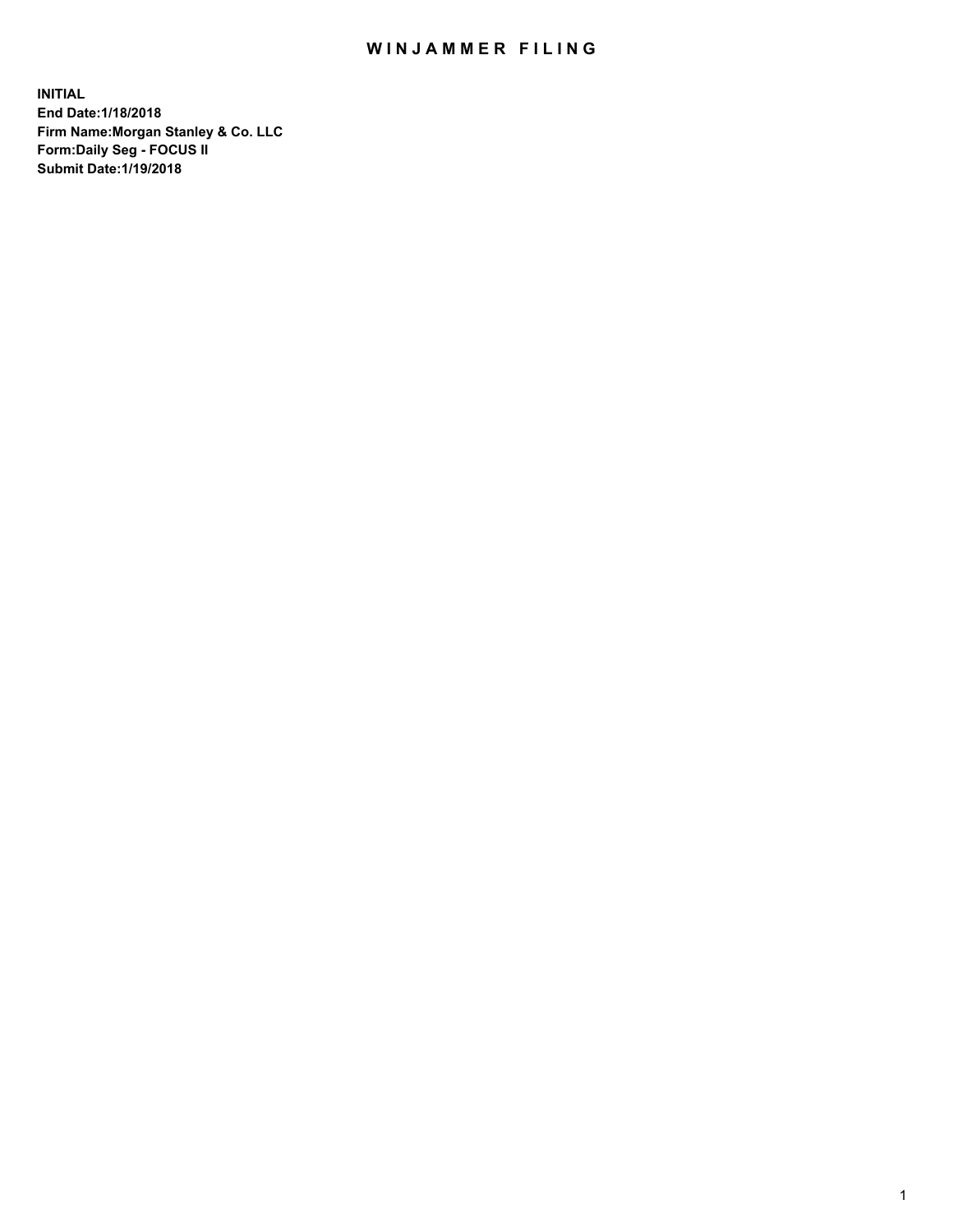# WINJAMMER FILING

**INITIAL**
**End Date:1/18/2018**
**Firm Name:Morgan Stanley & Co. LLC**
**Form:Daily Seg - FOCUS II**
**Submit Date:1/19/2018**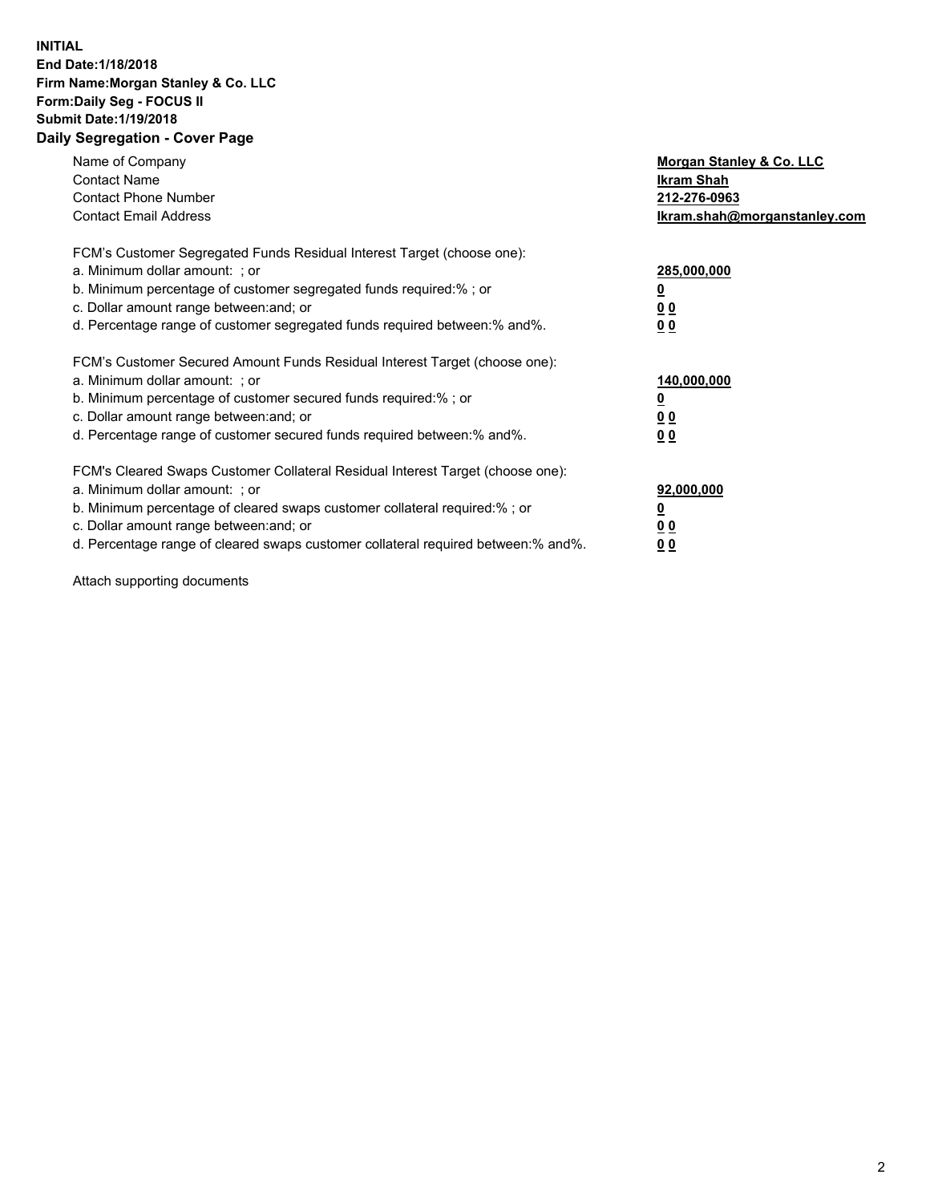**INITIAL**
**End Date:1/18/2018**
**Firm Name:Morgan Stanley & Co. LLC**
**Form:Daily Seg - FOCUS II**
**Submit Date:1/19/2018**
**Daily Segregation - Cover Page**

| | |
|---|---|
| Name of Company | **Morgan Stanley & Co. LLC** |
| Contact Name | **Ikram Shah** |
| Contact Phone Number | **212-276-0963** |
| Contact Email Address | **Ikram.shah@morganstanley.com** |

FCM's Customer Segregated Funds Residual Interest Target (choose one):

| | |
|---|---|
| a. Minimum dollar amount: ; or | **285,000,000** |
| b. Minimum percentage of customer segregated funds required:% ; or | **0** |
| c. Dollar amount range between:and; or | **0 0** |
| d. Percentage range of customer segregated funds required between:% and%. | **0 0** |

FCM's Customer Secured Amount Funds Residual Interest Target (choose one):

| | |
|---|---|
| a. Minimum dollar amount: ; or | **140,000,000** |
| b. Minimum percentage of customer secured funds required:% ; or | **0** |
| c. Dollar amount range between:and; or | **0 0** |
| d. Percentage range of customer secured funds required between:% and%. | **0 0** |

FCM's Cleared Swaps Customer Collateral Residual Interest Target (choose one):

| | |
|---|---|
| a. Minimum dollar amount: ; or | **92,000,000** |
| b. Minimum percentage of cleared swaps customer collateral required:% ; or | **0** |
| c. Dollar amount range between:and; or | **0 0** |
| d. Percentage range of cleared swaps customer collateral required between:% and%. | **0 0** |

Attach supporting documents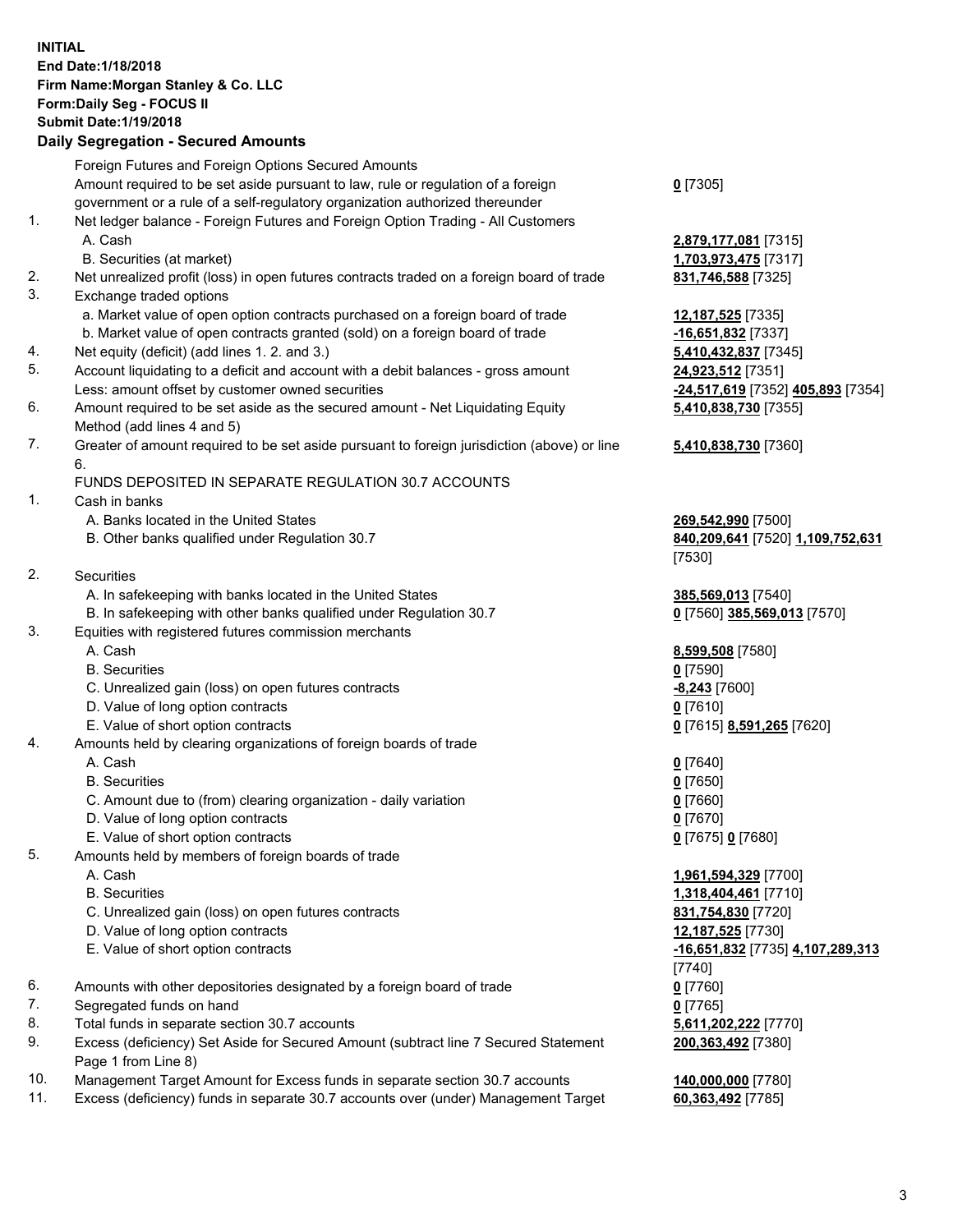**INITIAL**
**End Date:1/18/2018**
**Firm Name:Morgan Stanley & Co. LLC**
**Form:Daily Seg - FOCUS II**
**Submit Date:1/19/2018**

## Daily Segregation - Secured Amounts

| | | |
|---|---|---|
| | Foreign Futures and Foreign Options Secured Amounts | |
| | Amount required to be set aside pursuant to law, rule or regulation of a foreign government or a rule of a self-regulatory organization authorized thereunder | **0** [7305] |
| 1. | Net ledger balance - Foreign Futures and Foreign Option Trading - All Customers | |
| | A. Cash | **2,879,177,081** [7315] |
| | B. Securities (at market) | **1,703,973,475** [7317] |
| 2. | Net unrealized profit (loss) in open futures contracts traded on a foreign board of trade | **831,746,588** [7325] |
| 3. | Exchange traded options | |
| | a. Market value of open option contracts purchased on a foreign board of trade | **12,187,525** [7335] |
| | b. Market value of open contracts granted (sold) on a foreign board of trade | **-16,651,832** [7337] |
| 4. | Net equity (deficit) (add lines 1. 2. and 3.) | **5,410,432,837** [7345] |
| 5. | Account liquidating to a deficit and account with a debit balances - gross amount | **24,923,512** [7351] |
| | Less: amount offset by customer owned securities | **-24,517,619** [7352] **405,893** [7354] |
| 6. | Amount required to be set aside as the secured amount - Net Liquidating Equity Method (add lines 4 and 5) | **5,410,838,730** [7355] |
| 7. | Greater of amount required to be set aside pursuant to foreign jurisdiction (above) or line 6. | **5,410,838,730** [7360] |
| | FUNDS DEPOSITED IN SEPARATE REGULATION 30.7 ACCOUNTS | |
| 1. | Cash in banks | |
| | A. Banks located in the United States | **269,542,990** [7500] |
| | B. Other banks qualified under Regulation 30.7 | **840,209,641** [7520] **1,109,752,631** [7530] |
| 2. | Securities | |
| | A. In safekeeping with banks located in the United States | **385,569,013** [7540] |
| | B. In safekeeping with other banks qualified under Regulation 30.7 | **0** [7560] **385,569,013** [7570] |
| 3. | Equities with registered futures commission merchants | |
| | A. Cash | **8,599,508** [7580] |
| | B. Securities | **0** [7590] |
| | C. Unrealized gain (loss) on open futures contracts | **-8,243** [7600] |
| | D. Value of long option contracts | **0** [7610] |
| | E. Value of short option contracts | **0** [7615] **8,591,265** [7620] |
| 4. | Amounts held by clearing organizations of foreign boards of trade | |
| | A. Cash | **0** [7640] |
| | B. Securities | **0** [7650] |
| | C. Amount due to (from) clearing organization - daily variation | **0** [7660] |
| | D. Value of long option contracts | **0** [7670] |
| | E. Value of short option contracts | **0** [7675] **0** [7680] |
| 5. | Amounts held by members of foreign boards of trade | |
| | A. Cash | **1,961,594,329** [7700] |
| | B. Securities | **1,318,404,461** [7710] |
| | C. Unrealized gain (loss) on open futures contracts | **831,754,830** [7720] |
| | D. Value of long option contracts | **12,187,525** [7730] |
| | E. Value of short option contracts | **-16,651,832** [7735] **4,107,289,313** [7740] |
| 6. | Amounts with other depositories designated by a foreign board of trade | **0** [7760] |
| 7. | Segregated funds on hand | **0** [7765] |
| 8. | Total funds in separate section 30.7 accounts | **5,611,202,222** [7770] |
| 9. | Excess (deficiency) Set Aside for Secured Amount (subtract line 7 Secured Statement Page 1 from Line 8) | **200,363,492** [7380] |
| 10. | Management Target Amount for Excess funds in separate section 30.7 accounts | **140,000,000** [7780] |
| 11. | Excess (deficiency) funds in separate 30.7 accounts over (under) Management Target | **60,363,492** [7785] |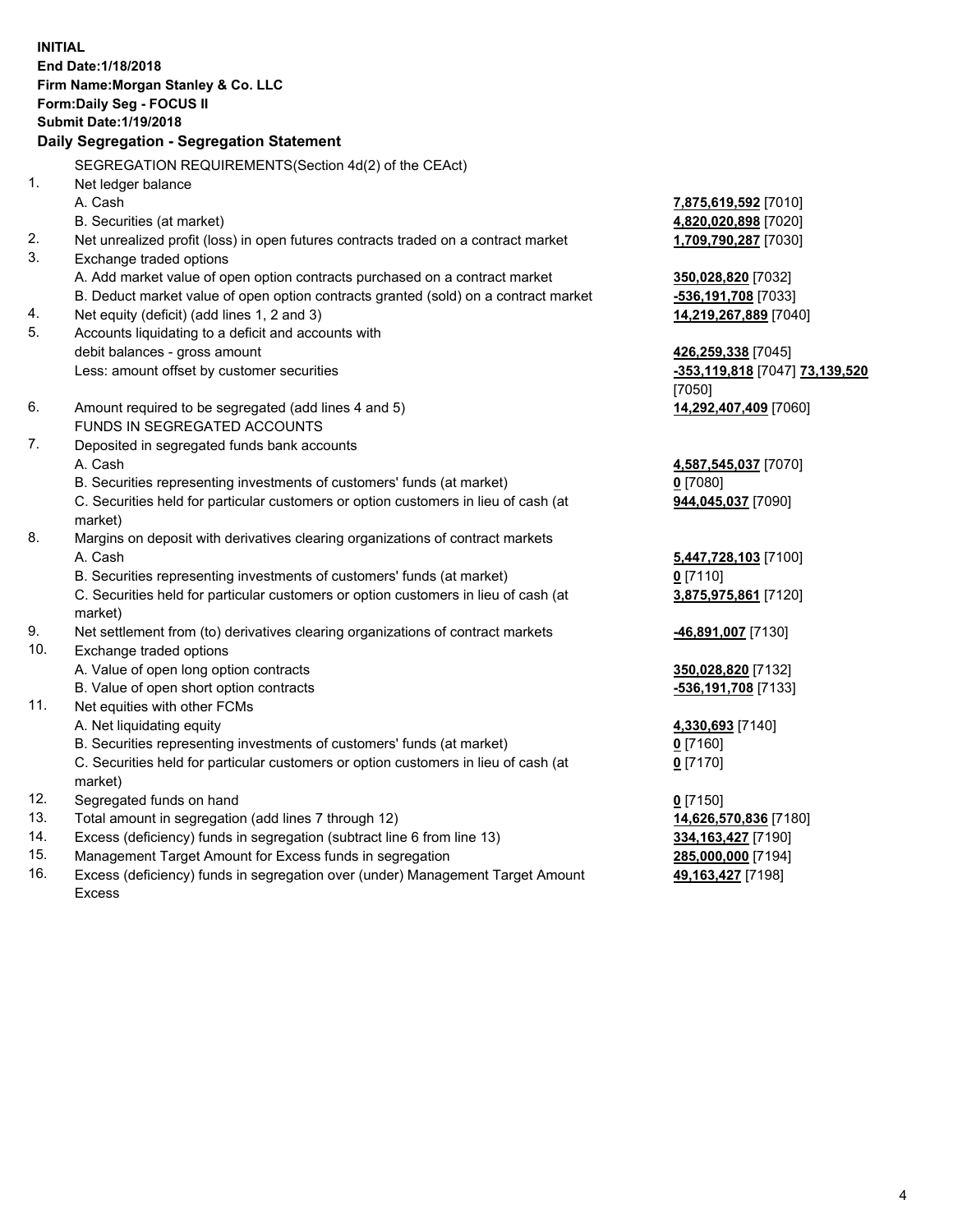**INITIAL**
**End Date:1/18/2018**
**Firm Name:Morgan Stanley & Co. LLC**
**Form:Daily Seg - FOCUS II**
**Submit Date:1/19/2018**

**Daily Segregation - Segregation Statement**

SEGREGATION REQUIREMENTS(Section 4d(2) of the CEAct)

| | | |
|---|---|---|
| 1. | Net ledger balance | |
| | A. Cash | **7,875,619,592** [7010] |
| | B. Securities (at market) | **4,820,020,898** [7020] |
| 2. | Net unrealized profit (loss) in open futures contracts traded on a contract market | **1,709,790,287** [7030] |
| 3. | Exchange traded options | |
| | A. Add market value of open option contracts purchased on a contract market | **350,028,820** [7032] |
| | B. Deduct market value of open option contracts granted (sold) on a contract market | **-536,191,708** [7033] |
| 4. | Net equity (deficit) (add lines 1, 2 and 3) | **14,219,267,889** [7040] |
| 5. | Accounts liquidating to a deficit and accounts with debit balances - gross amount | **426,259,338** [7045] |
| | Less: amount offset by customer securities | **-353,119,818** [7047] **73,139,520** [7050] |
| 6. | Amount required to be segregated (add lines 4 and 5) | **14,292,407,409** [7060] |
| | FUNDS IN SEGREGATED ACCOUNTS | |
| 7. | Deposited in segregated funds bank accounts | |
| | A. Cash | **4,587,545,037** [7070] |
| | B. Securities representing investments of customers' funds (at market) | **0** [7080] |
| | C. Securities held for particular customers or option customers in lieu of cash (at market) | **944,045,037** [7090] |
| 8. | Margins on deposit with derivatives clearing organizations of contract markets | |
| | A. Cash | **5,447,728,103** [7100] |
| | B. Securities representing investments of customers' funds (at market) | **0** [7110] |
| | C. Securities held for particular customers or option customers in lieu of cash (at market) | **3,875,975,861** [7120] |
| 9. | Net settlement from (to) derivatives clearing organizations of contract markets | **-46,891,007** [7130] |
| 10. | Exchange traded options | |
| | A. Value of open long option contracts | **350,028,820** [7132] |
| | B. Value of open short option contracts | **-536,191,708** [7133] |
| 11. | Net equities with other FCMs | |
| | A. Net liquidating equity | **4,330,693** [7140] |
| | B. Securities representing investments of customers' funds (at market) | **0** [7160] |
| | C. Securities held for particular customers or option customers in lieu of cash (at market) | **0** [7170] |
| 12. | Segregated funds on hand | **0** [7150] |
| 13. | Total amount in segregation (add lines 7 through 12) | **14,626,570,836** [7180] |
| 14. | Excess (deficiency) funds in segregation (subtract line 6 from line 13) | **334,163,427** [7190] |
| 15. | Management Target Amount for Excess funds in segregation | **285,000,000** [7194] |
| 16. | Excess (deficiency) funds in segregation over (under) Management Target Amount Excess | **49,163,427** [7198] |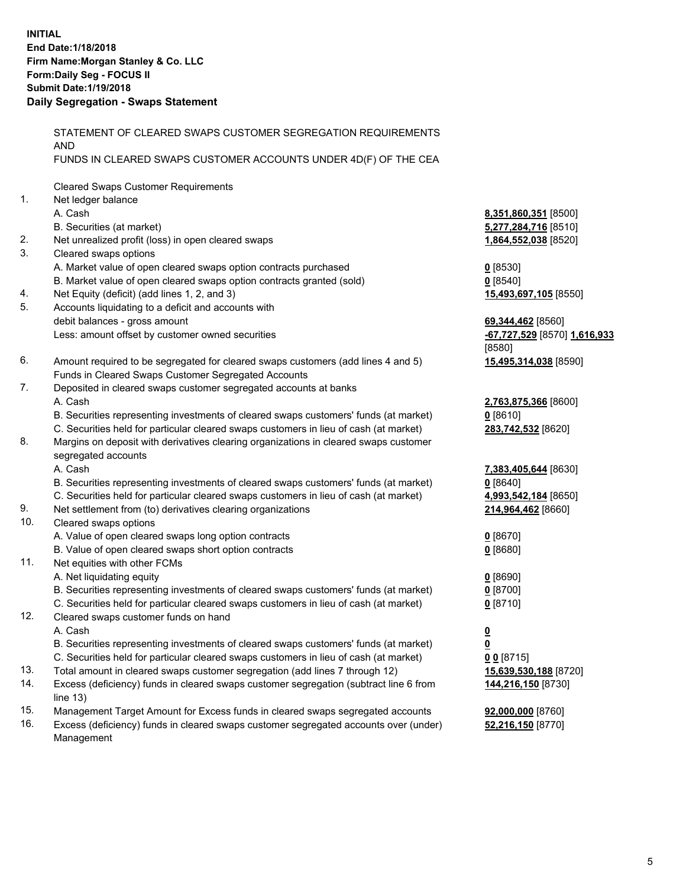**INITIAL**
**End Date:1/18/2018**
**Firm Name:Morgan Stanley & Co. LLC**
**Form:Daily Seg - FOCUS II**
**Submit Date:1/19/2018**
**Daily Segregation - Swaps Statement**

STATEMENT OF CLEARED SWAPS CUSTOMER SEGREGATION REQUIREMENTS AND FUNDS IN CLEARED SWAPS CUSTOMER ACCOUNTS UNDER 4D(F) OF THE CEA

| | | |
|---|---|---|
| | Cleared Swaps Customer Requirements | |
| 1. | Net ledger balance | |
| | A. Cash | **8,351,860,351** [8500] |
| | B. Securities (at market) | **5,277,284,716** [8510] |
| 2. | Net unrealized profit (loss) in open cleared swaps | **1,864,552,038** [8520] |
| 3. | Cleared swaps options | |
| | A. Market value of open cleared swaps option contracts purchased | **0** [8530] |
| | B. Market value of open cleared swaps option contracts granted (sold) | **0** [8540] |
| 4. | Net Equity (deficit) (add lines 1, 2, and 3) | **15,493,697,105** [8550] |
| 5. | Accounts liquidating to a deficit and accounts with debit balances - gross amount | **69,344,462** [8560] |
| | Less: amount offset by customer owned securities | **-67,727,529** [8570] **1,616,933** [8580] |
| 6. | Amount required to be segregated for cleared swaps customers (add lines 4 and 5) | **15,495,314,038** [8590] |
| | Funds in Cleared Swaps Customer Segregated Accounts | |
| 7. | Deposited in cleared swaps customer segregated accounts at banks | |
| | A. Cash | **2,763,875,366** [8600] |
| | B. Securities representing investments of cleared swaps customers' funds (at market) | **0** [8610] |
| | C. Securities held for particular cleared swaps customers in lieu of cash (at market) | **283,742,532** [8620] |
| 8. | Margins on deposit with derivatives clearing organizations in cleared swaps customer segregated accounts | |
| | A. Cash | **7,383,405,644** [8630] |
| | B. Securities representing investments of cleared swaps customers' funds (at market) | **0** [8640] |
| | C. Securities held for particular cleared swaps customers in lieu of cash (at market) | **4,993,542,184** [8650] |
| 9. | Net settlement from (to) derivatives clearing organizations | **214,964,462** [8660] |
| 10. | Cleared swaps options | |
| | A. Value of open cleared swaps long option contracts | **0** [8670] |
| | B. Value of open cleared swaps short option contracts | **0** [8680] |
| 11. | Net equities with other FCMs | |
| | A. Net liquidating equity | **0** [8690] |
| | B. Securities representing investments of cleared swaps customers' funds (at market) | **0** [8700] |
| | C. Securities held for particular cleared swaps customers in lieu of cash (at market) | **0** [8710] |
| 12. | Cleared swaps customer funds on hand | |
| | A. Cash | **0** |
| | B. Securities representing investments of cleared swaps customers' funds (at market) | **0** |
| | C. Securities held for particular cleared swaps customers in lieu of cash (at market) | **0** **0** [8715] |
| 13. | Total amount in cleared swaps customer segregation (add lines 7 through 12) | **15,639,530,188** [8720] |
| 14. | Excess (deficiency) funds in cleared swaps customer segregation (subtract line 6 from line 13) | **144,216,150** [8730] |
| 15. | Management Target Amount for Excess funds in cleared swaps segregated accounts | **92,000,000** [8760] |
| 16. | Excess (deficiency) funds in cleared swaps customer segregated accounts over (under) Management | **52,216,150** [8770] |